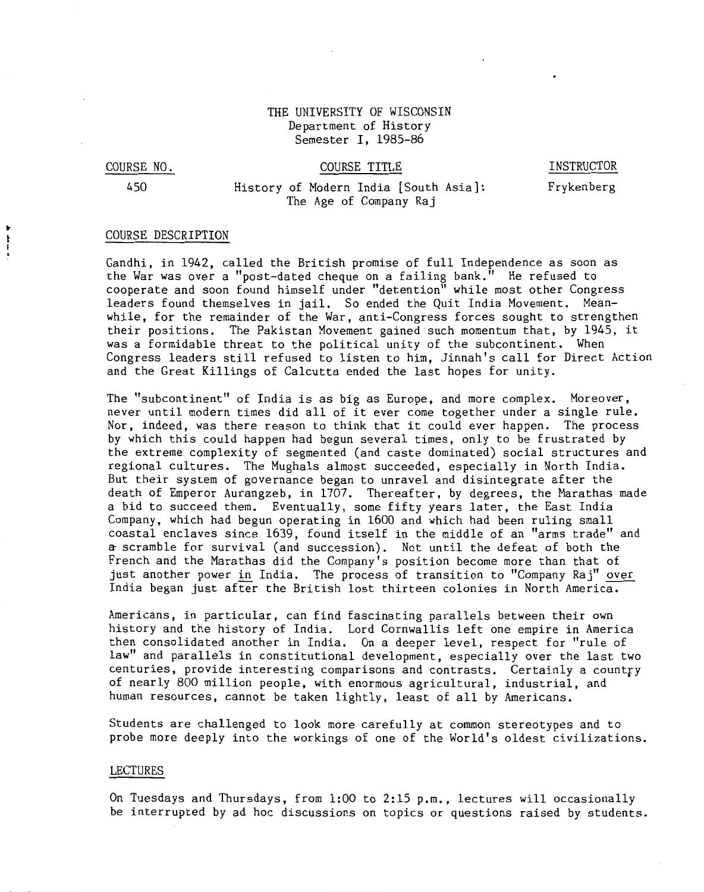THE UNIVERSITY OF WISCONSIN
Department of History
Semester I, 1985-86

| COURSE NO. | COURSE TITLE | INSTRUCTOR |
|---|---|---|
| 450 | History of Modern India [South Asia]: The Age of Company Raj | Frykenberg |

## COURSE DESCRIPTION

Gandhi, in 1942, called the British promise of full Independence as soon as the War was over a "post-dated cheque on a failing bank." He refused to cooperate and soon found himself under "detention" while most other Congress leaders found themselves in jail. So ended the Quit India Movement. Meanwhile, for the remainder of the War, anti-Congress forces sought to strengthen their positions. The Pakistan Movement gained such momentum that, by 1945, it was a formidable threat to the political unity of the subcontinent. When Congress leaders still refused to listen to him, Jinnah's call for Direct Action and the Great Killings of Calcutta ended the last hopes for unity.

The "subcontinent" of India is as big as Europe, and more complex. Moreover, never until modern times did all of it ever come together under a single rule. Nor, indeed, was there reason to think that it could ever happen. The process by which this could happen had begun several times, only to be frustrated by the extreme complexity of segmented (and caste dominated) social structures and regional cultures. The Mughals almost succeeded, especially in North India. But their system of governance began to unravel and disintegrate after the death of Emperor Aurangzeb, in 1707. Thereafter, by degrees, the Marathas made a bid to succeed them. Eventually, some fifty years later, the East India Company, which had begun operating in 1600 and which had been ruling small coastal enclaves since 1639, found itself in the middle of an "arms trade" and a scramble for survival (and succession). Not until the defeat of both the French and the Marathas did the Company's position become more than that of just another power <u>in</u> India. The process of transition to "Company Raj" <u>over</u> India began just after the British lost thirteen colonies in North America.

Americans, in particular, can find fascinating parallels between their own history and the history of India. Lord Cornwallis left one empire in America then consolidated another in India. On a deeper level, respect for "rule of law" and parallels in constitutional development, especially over the last two centuries, provide interesting comparisons and contrasts. Certainly a country of nearly 800 million people, with enormous agricultural, industrial, and human resources, cannot be taken lightly, least of all by Americans.

Students are challenged to look more carefully at common stereotypes and to probe more deeply into the workings of one of the World's oldest civilizations.

## LECTURES

On Tuesdays and Thursdays, from 1:00 to 2:15 p.m., lectures will occasionally be interrupted by ad hoc discussions on topics or questions raised by students.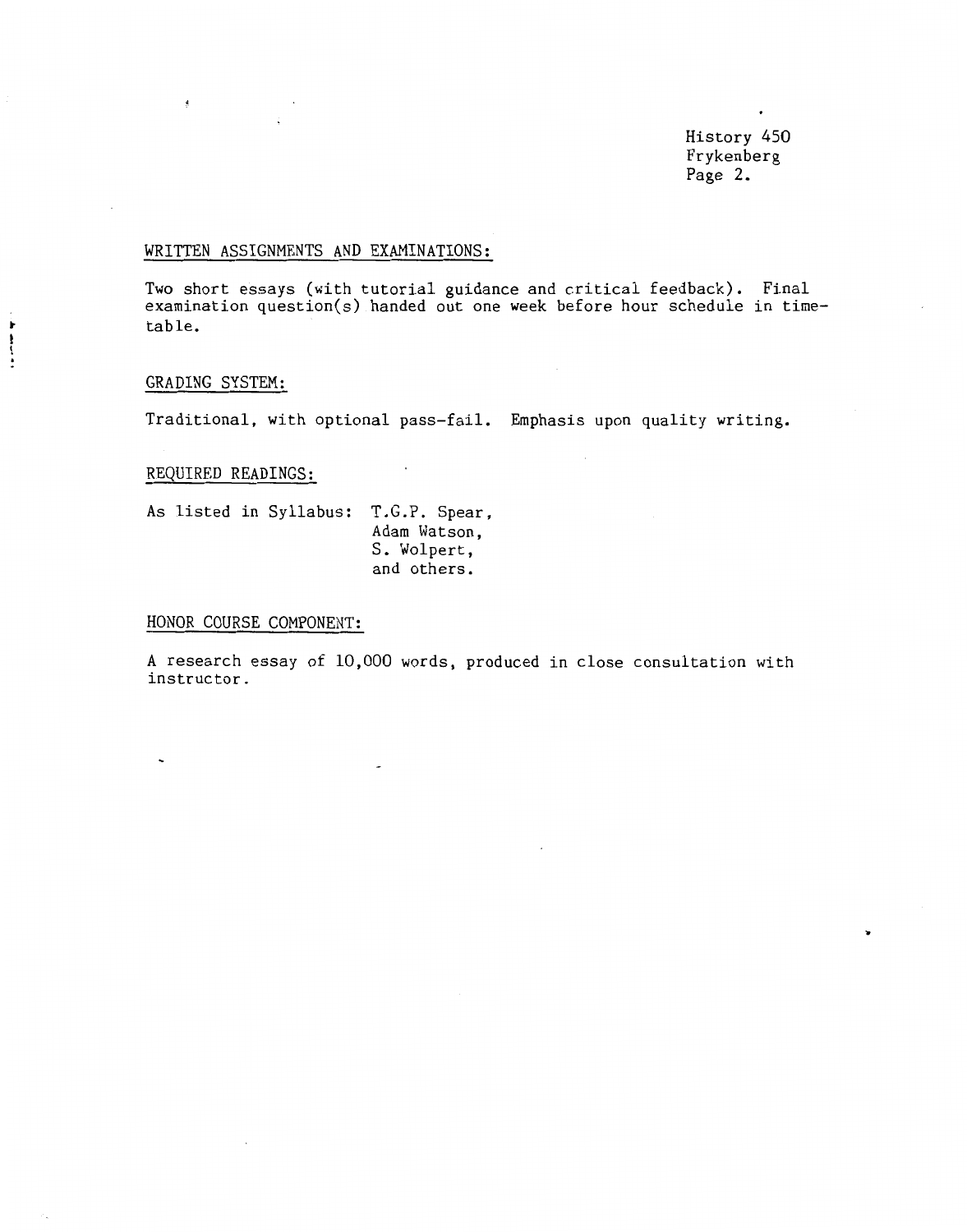## WRITTEN ASSIGNMENTS AND EXAMINATIONS:

Two short essays (with tutorial guidance and critical feedback). Final examination question(s) handed out one week before hour schedule in time-table.

## GRADING SYSTEM:

Traditional, with optional pass-fail. Emphasis upon quality writing.

## REQUIRED READINGS:

As listed in Syllabus: T.G.P. Spear,
Adam Watson,
S. Wolpert,
and others.

## HONOR COURSE COMPONENT:

A research essay of 10,000 words, produced in close consultation with instructor.